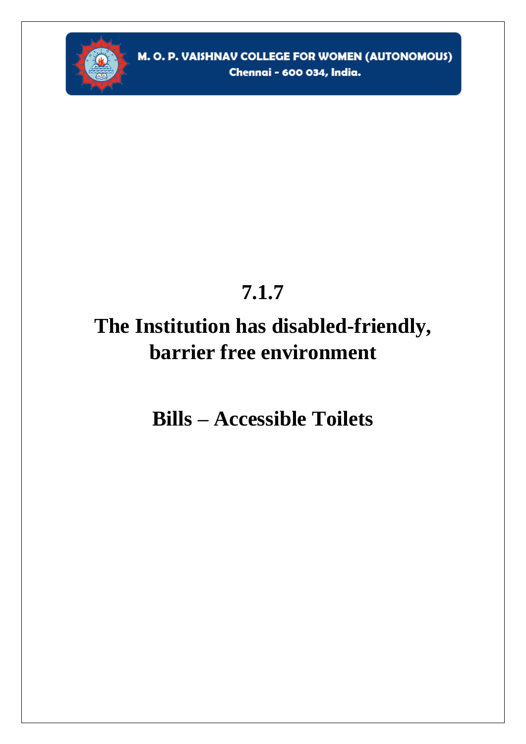M. O. P. VAISHNAV COLLEGE FOR WOMEN (AUTONOMOUS)
Chennai - 600 034, India.

# 7.1.7

# The Institution has disabled-friendly, barrier free environment

# Bills – Accessible Toilets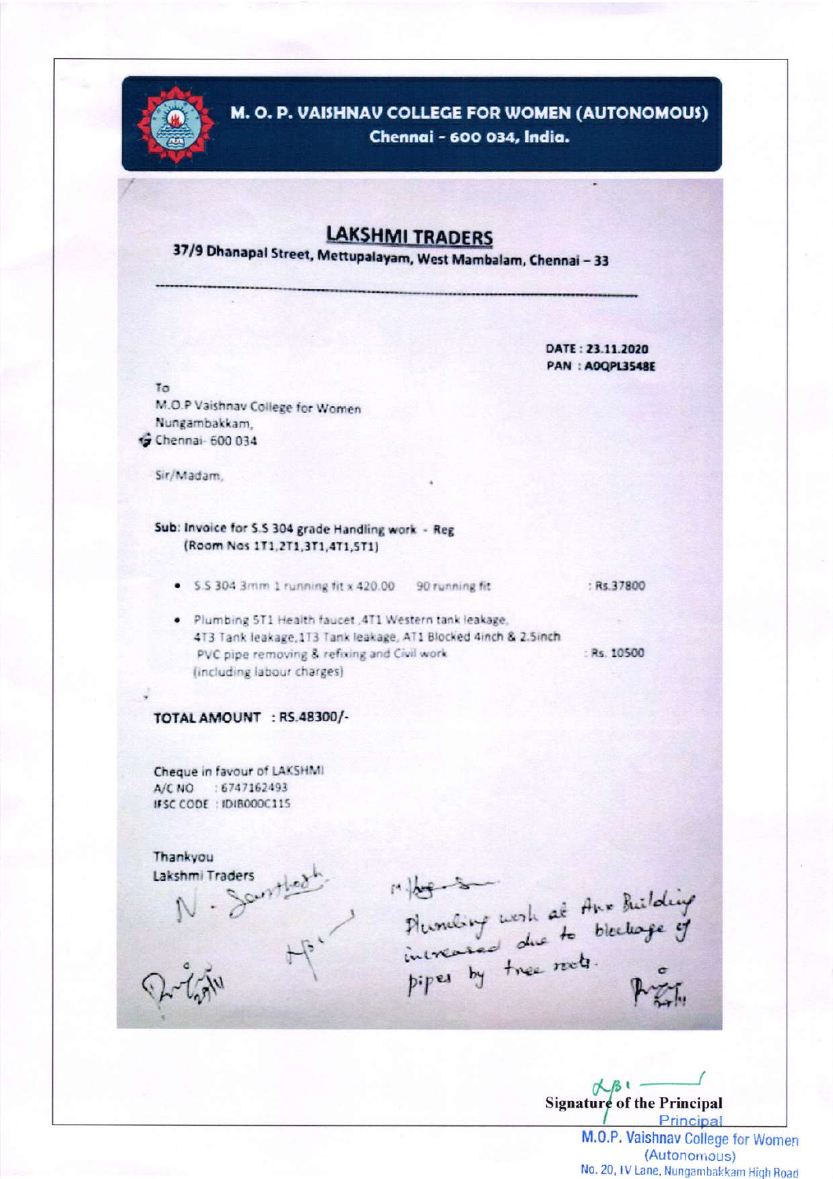# M. O. P. VAISHNAV COLLEGE FOR WOMEN (AUTONOMOUS)
Chennai - 600 034, India.

## LAKSHMI TRADERS

37/9 Dhanapal Street, Mettupalayam, West Mambalam, Chennai – 33

DATE : 23.11.2020
PAN : AOQPL3548E

To
M.O.P Vaishnav College for Women
Nungambakkam,
Chennai- 600 034

Sir/Madam,

**Sub: Invoice for S.S 304 grade Handling work - Reg**
**(Room Nos 1T1,2T1,3T1,4T1,5T1)**

- S.S 304 3mm 1 running fit x 420.00 90 running fit : Rs.37800
- Plumbing 5T1 Health faucet ,4T1 Western tank leakage, 4T3 Tank leakage,1T3 Tank leakage, AT1 Blocked 4inch & 2.5inch PVC pipe removing & refixing and Civil work (including labour charges) : Rs. 10500

**TOTAL AMOUNT : RS.48300/-**

Cheque in favour of LAKSHMI
A/C NO : 6747162493
IFSC CODE : IDIB000C115

Thankyou
Lakshmi Traders
N. Santhosh

Plumbing work at Anx Building increased due to blockage of pipes by tree roots.

Signature of the Principal

Principal
M.O.P. Vaishnav College for Women
(Autonomous)
No. 20, IV Lane, Nungambakkam High Road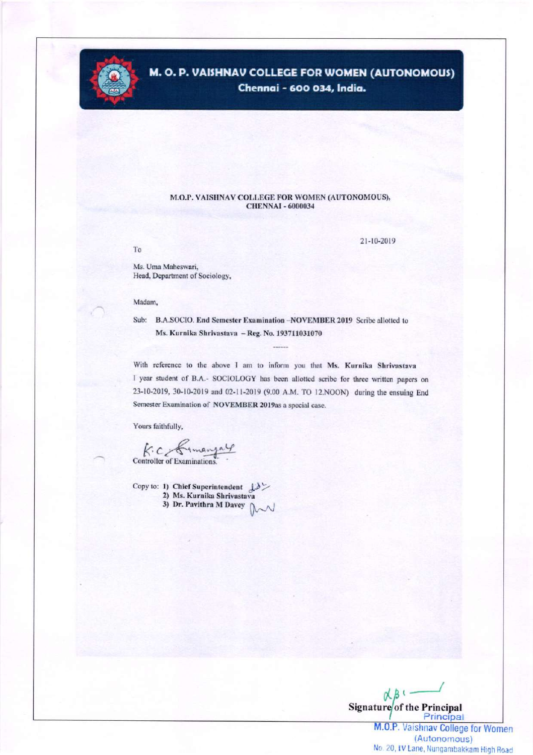# M. O. P. VAISHNAV COLLEGE FOR WOMEN (AUTONOMOUS)

**Chennai - 600 034, India.**

**M.O.P. VAISHNAV COLLEGE FOR WOMEN (AUTONOMOUS), CHENNAI - 6000034**

21-10-2019

To

Ms. Uma Maheswari,
Head, Department of Sociology,

Madam,

Sub: **B.A.SOCIO. End Semester Examination –NOVEMBER 2019** Scribe allotted to **Ms. Kurnika Shrivastava – Reg. No. 193711031070**

------

With reference to the above I am to inform you that **Ms. Kurnika Shrivastava** I year student of B.A.- SOCIOLOGY has been allotted scribe for three written papers on 23-10-2019, 30-10-2019 and 02-11-2019 (9.00 A.M. TO 12.NOON) during the ensuing End Semester Examination of **NOVEMBER 2019**as a special case.

Yours faithfully,

Controller of Examinations.

Copy to: **1) Chief Superintendent**
**2) Ms. Kurnika Shrivastava**
**3) Dr. Pavithra M Davey**

**Signature of the Principal**

Principal
M.O.P. Vaishnav College for Women
(Autonomous)
No. 20, IV Lane, Nungambakkam High Road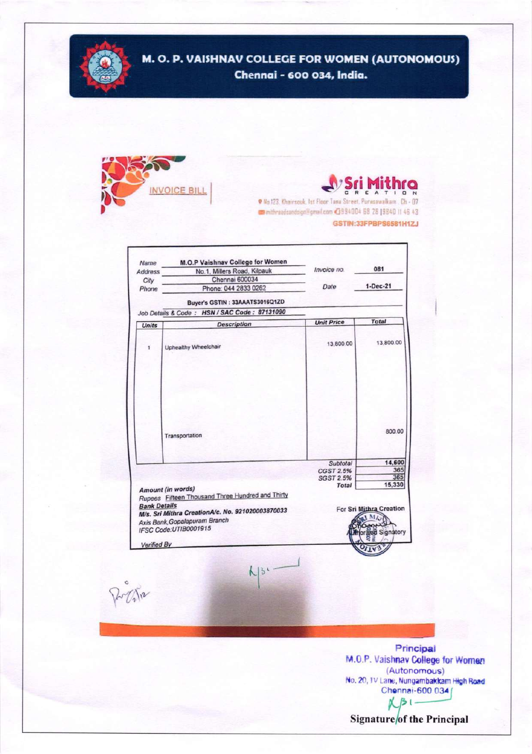# M. O. P. VAISHNAV COLLEGE FOR WOMEN (AUTONOMOUS)

Chennai - 600 034, India.

INVOICE BILL

**Sri Mithra CREATION**

No.123, Khairsouk, 1st Floor Tana Street, Purasawalkam, Ch - 07
mithraadsandsign@gmail.com 9994004 68 28 | 9840 11 46 43
GSTIN:33FPBPS6581H1ZJ

| | | | |
|---|---|---|---|
| Name | M.O.P Vaishnav College for Women | Invoice no. | 081 |
| Address | No.1, Millers Road, Kilpauk | | |
| City | Chennai 600034 | Date | 1-Dec-21 |
| Phone | Phone: 044 2833 0262 | | |

Buyer's GSTIN : 33AAATS3016Q1ZD

Job Details & Code : HSN / SAC Code : 87131090

| Units | Description | Unit Price | Total |
|---|---|---|---|
| 1 | Uphealthy Wheelchair | 13,800.00 | 13,800.00 |
| | Transportation | | 800.00 |
| | | Subtotal | 14,600 |
| | | CGST 2.5% | 365 |
| | | SGST 2.5% | 365 |
| | | Total | 15,330 |

Amount (in words)
Rupees Fifteen Thousand Three Hundred and Thirty

Bank Details
M/s. Sri Mithra CreationA/c. No. 921020003870033
Axis Bank,Gopalapuram Branch
IFSC Code:UTIB0001915

For Sri Mithra Creation

Authorised Signatory

Verified By

Principal
M.O.P. Vaishnav College for Women
(Autonomous)
No. 20, IV Lane, Nungambakkam High Road
Chennai-600 034

Signature of the Principal